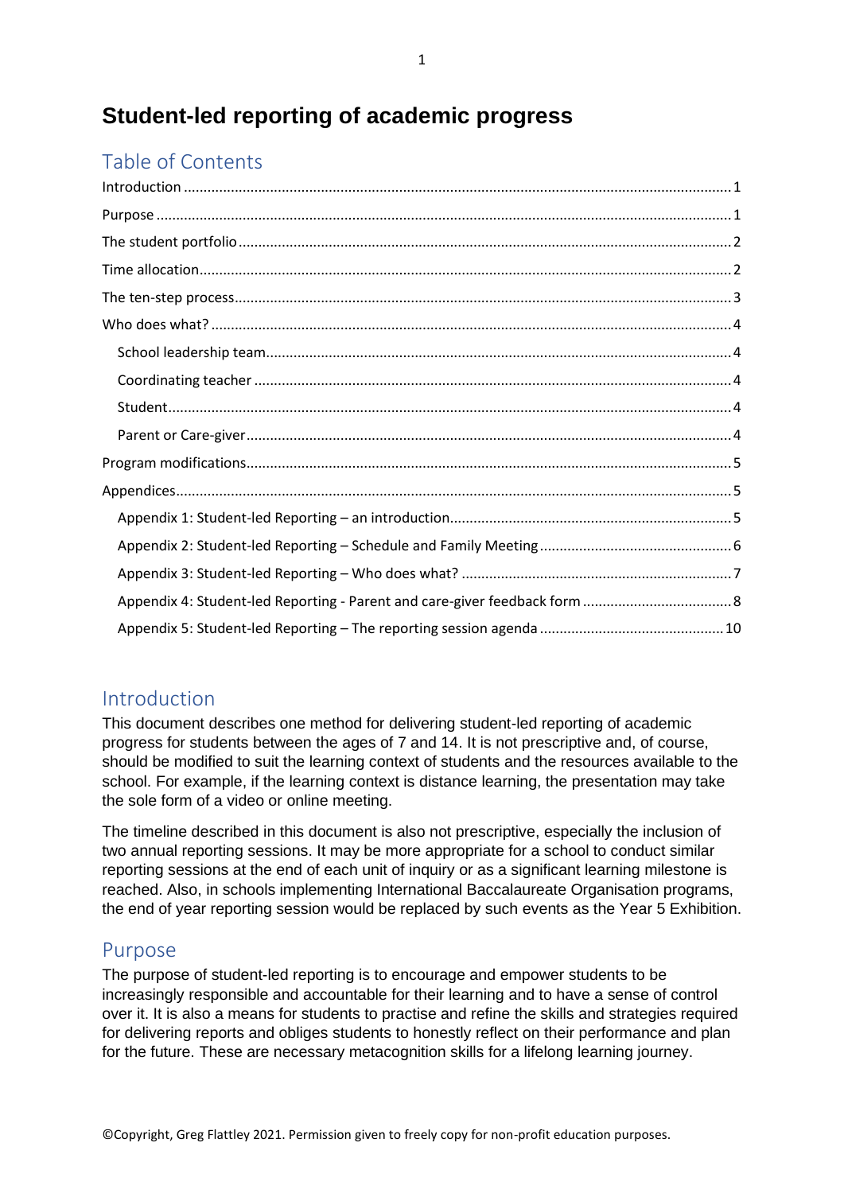# Student-led reporting of academic progress

## Table of Contents

- Introduction ........ 1
- Purpose ........ 1
- The student portfolio ........ 2
- Time allocation ........ 2
- The ten-step process ........ 3
- Who does what? ........ 4
  - School leadership team ........ 4
  - Coordinating teacher ........ 4
  - Student ........ 4
  - Parent or Care-giver ........ 4
- Program modifications ........ 5
- Appendices ........ 5
  - Appendix 1: Student-led Reporting – an introduction ........ 5
  - Appendix 2: Student-led Reporting – Schedule and Family Meeting ........ 6
  - Appendix 3: Student-led Reporting – Who does what? ........ 7
  - Appendix 4: Student-led Reporting - Parent and care-giver feedback form ........ 8
  - Appendix 5: Student-led Reporting – The reporting session agenda ........ 10

## Introduction

This document describes one method for delivering student-led reporting of academic progress for students between the ages of 7 and 14. It is not prescriptive and, of course, should be modified to suit the learning context of students and the resources available to the school. For example, if the learning context is distance learning, the presentation may take the sole form of a video or online meeting.

The timeline described in this document is also not prescriptive, especially the inclusion of two annual reporting sessions. It may be more appropriate for a school to conduct similar reporting sessions at the end of each unit of inquiry or as a significant learning milestone is reached. Also, in schools implementing International Baccalaureate Organisation programs, the end of year reporting session would be replaced by such events as the Year 5 Exhibition.

## Purpose

The purpose of student-led reporting is to encourage and empower students to be increasingly responsible and accountable for their learning and to have a sense of control over it. It is also a means for students to practise and refine the skills and strategies required for delivering reports and obliges students to honestly reflect on their performance and plan for the future. These are necessary metacognition skills for a lifelong learning journey.

©Copyright, Greg Flattley 2021. Permission given to freely copy for non-profit education purposes.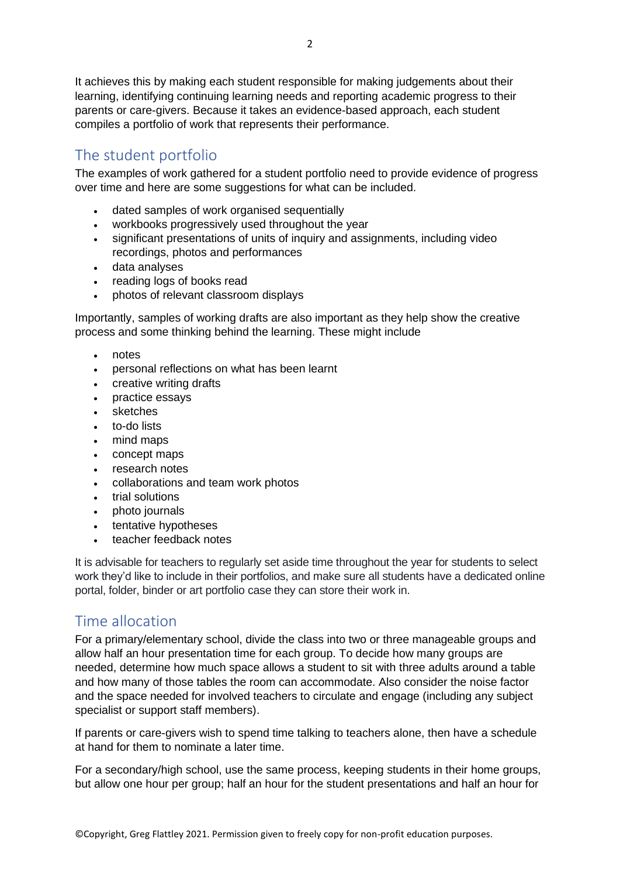It achieves this by making each student responsible for making judgements about their learning, identifying continuing learning needs and reporting academic progress to their parents or care-givers. Because it takes an evidence-based approach, each student compiles a portfolio of work that represents their performance.

## The student portfolio

The examples of work gathered for a student portfolio need to provide evidence of progress over time and here are some suggestions for what can be included.

- dated samples of work organised sequentially
- workbooks progressively used throughout the year
- significant presentations of units of inquiry and assignments, including video recordings, photos and performances
- data analyses
- reading logs of books read
- photos of relevant classroom displays

Importantly, samples of working drafts are also important as they help show the creative process and some thinking behind the learning. These might include

- notes
- personal reflections on what has been learnt
- creative writing drafts
- practice essays
- sketches
- to-do lists
- mind maps
- concept maps
- research notes
- collaborations and team work photos
- trial solutions
- photo journals
- tentative hypotheses
- teacher feedback notes

It is advisable for teachers to regularly set aside time throughout the year for students to select work they'd like to include in their portfolios, and make sure all students have a dedicated online portal, folder, binder or art portfolio case they can store their work in.

## Time allocation

For a primary/elementary school, divide the class into two or three manageable groups and allow half an hour presentation time for each group. To decide how many groups are needed, determine how much space allows a student to sit with three adults around a table and how many of those tables the room can accommodate. Also consider the noise factor and the space needed for involved teachers to circulate and engage (including any subject specialist or support staff members).

If parents or care-givers wish to spend time talking to teachers alone, then have a schedule at hand for them to nominate a later time.

For a secondary/high school, use the same process, keeping students in their home groups, but allow one hour per group; half an hour for the student presentations and half an hour for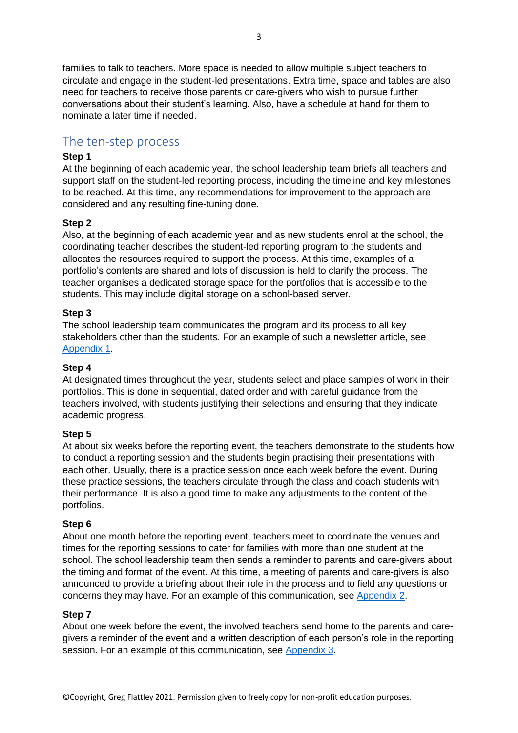families to talk to teachers. More space is needed to allow multiple subject teachers to circulate and engage in the student-led presentations. Extra time, space and tables are also need for teachers to receive those parents or care-givers who wish to pursue further conversations about their student's learning. Also, have a schedule at hand for them to nominate a later time if needed.

## The ten-step process

**Step 1**
At the beginning of each academic year, the school leadership team briefs all teachers and support staff on the student-led reporting process, including the timeline and key milestones to be reached. At this time, any recommendations for improvement to the approach are considered and any resulting fine-tuning done.

**Step 2**
Also, at the beginning of each academic year and as new students enrol at the school, the coordinating teacher describes the student-led reporting program to the students and allocates the resources required to support the process. At this time, examples of a portfolio's contents are shared and lots of discussion is held to clarify the process. The teacher organises a dedicated storage space for the portfolios that is accessible to the students. This may include digital storage on a school-based server.

**Step 3**
The school leadership team communicates the program and its process to all key stakeholders other than the students. For an example of such a newsletter article, see Appendix 1.

**Step 4**
At designated times throughout the year, students select and place samples of work in their portfolios. This is done in sequential, dated order and with careful guidance from the teachers involved, with students justifying their selections and ensuring that they indicate academic progress.

**Step 5**
At about six weeks before the reporting event, the teachers demonstrate to the students how to conduct a reporting session and the students begin practising their presentations with each other. Usually, there is a practice session once each week before the event. During these practice sessions, the teachers circulate through the class and coach students with their performance. It is also a good time to make any adjustments to the content of the portfolios.

**Step 6**
About one month before the reporting event, teachers meet to coordinate the venues and times for the reporting sessions to cater for families with more than one student at the school. The school leadership team then sends a reminder to parents and care-givers about the timing and format of the event. At this time, a meeting of parents and care-givers is also announced to provide a briefing about their role in the process and to field any questions or concerns they may have. For an example of this communication, see Appendix 2.

**Step 7**
About one week before the event, the involved teachers send home to the parents and care-givers a reminder of the event and a written description of each person's role in the reporting session. For an example of this communication, see Appendix 3.

©Copyright, Greg Flattley 2021. Permission given to freely copy for non-profit education purposes.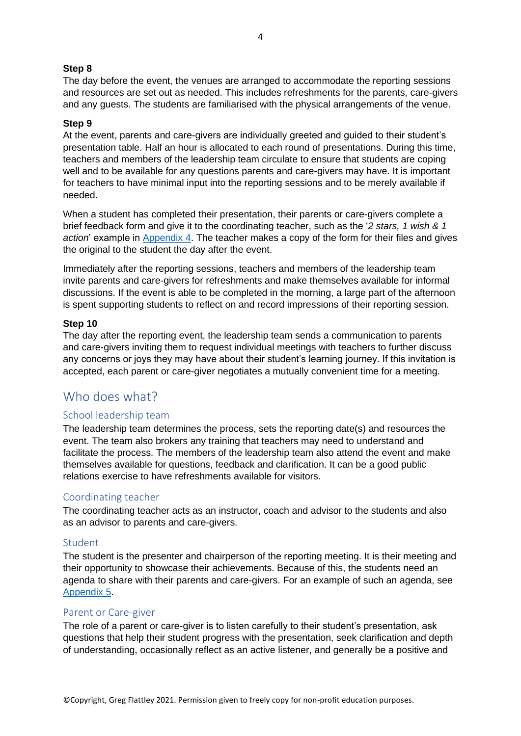**Step 8**
The day before the event, the venues are arranged to accommodate the reporting sessions and resources are set out as needed. This includes refreshments for the parents, care-givers and any guests. The students are familiarised with the physical arrangements of the venue.

**Step 9**
At the event, parents and care-givers are individually greeted and guided to their student's presentation table. Half an hour is allocated to each round of presentations. During this time, teachers and members of the leadership team circulate to ensure that students are coping well and to be available for any questions parents and care-givers may have. It is important for teachers to have minimal input into the reporting sessions and to be merely available if needed.

When a student has completed their presentation, their parents or care-givers complete a brief feedback form and give it to the coordinating teacher, such as the '*2 stars, 1 wish & 1 action*' example in Appendix 4. The teacher makes a copy of the form for their files and gives the original to the student the day after the event.

Immediately after the reporting sessions, teachers and members of the leadership team invite parents and care-givers for refreshments and make themselves available for informal discussions. If the event is able to be completed in the morning, a large part of the afternoon is spent supporting students to reflect on and record impressions of their reporting session.

**Step 10**
The day after the reporting event, the leadership team sends a communication to parents and care-givers inviting them to request individual meetings with teachers to further discuss any concerns or joys they may have about their student's learning journey. If this invitation is accepted, each parent or care-giver negotiates a mutually convenient time for a meeting.

## Who does what?

### School leadership team

The leadership team determines the process, sets the reporting date(s) and resources the event. The team also brokers any training that teachers may need to understand and facilitate the process. The members of the leadership team also attend the event and make themselves available for questions, feedback and clarification. It can be a good public relations exercise to have refreshments available for visitors.

### Coordinating teacher

The coordinating teacher acts as an instructor, coach and advisor to the students and also as an advisor to parents and care-givers.

### Student

The student is the presenter and chairperson of the reporting meeting. It is their meeting and their opportunity to showcase their achievements. Because of this, the students need an agenda to share with their parents and care-givers. For an example of such an agenda, see Appendix 5.

### Parent or Care-giver

The role of a parent or care-giver is to listen carefully to their student's presentation, ask questions that help their student progress with the presentation, seek clarification and depth of understanding, occasionally reflect as an active listener, and generally be a positive and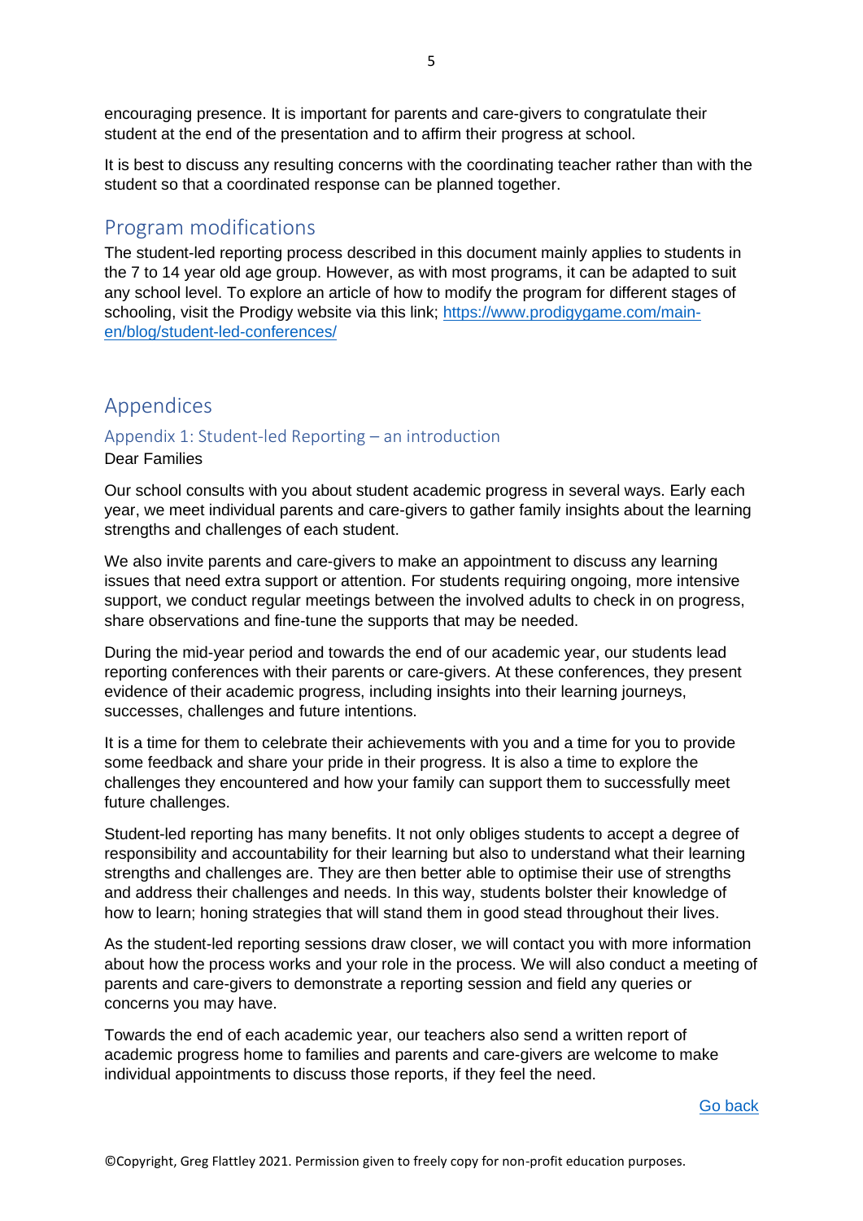encouraging presence. It is important for parents and care-givers to congratulate their student at the end of the presentation and to affirm their progress at school.

It is best to discuss any resulting concerns with the coordinating teacher rather than with the student so that a coordinated response can be planned together.

## Program modifications

The student-led reporting process described in this document mainly applies to students in the 7 to 14 year old age group. However, as with most programs, it can be adapted to suit any school level. To explore an article of how to modify the program for different stages of schooling, visit the Prodigy website via this link; [https://www.prodigygame.com/main-en/blog/student-led-conferences/](https://www.prodigygame.com/main-en/blog/student-led-conferences/)

## Appendices

### Appendix 1: Student-led Reporting – an introduction

Dear Families

Our school consults with you about student academic progress in several ways. Early each year, we meet individual parents and care-givers to gather family insights about the learning strengths and challenges of each student.

We also invite parents and care-givers to make an appointment to discuss any learning issues that need extra support or attention. For students requiring ongoing, more intensive support, we conduct regular meetings between the involved adults to check in on progress, share observations and fine-tune the supports that may be needed.

During the mid-year period and towards the end of our academic year, our students lead reporting conferences with their parents or care-givers. At these conferences, they present evidence of their academic progress, including insights into their learning journeys, successes, challenges and future intentions.

It is a time for them to celebrate their achievements with you and a time for you to provide some feedback and share your pride in their progress. It is also a time to explore the challenges they encountered and how your family can support them to successfully meet future challenges.

Student-led reporting has many benefits. It not only obliges students to accept a degree of responsibility and accountability for their learning but also to understand what their learning strengths and challenges are. They are then better able to optimise their use of strengths and address their challenges and needs. In this way, students bolster their knowledge of how to learn; honing strategies that will stand them in good stead throughout their lives.

As the student-led reporting sessions draw closer, we will contact you with more information about how the process works and your role in the process. We will also conduct a meeting of parents and care-givers to demonstrate a reporting session and field any queries or concerns you may have.

Towards the end of each academic year, our teachers also send a written report of academic progress home to families and parents and care-givers are welcome to make individual appointments to discuss those reports, if they feel the need.

Go back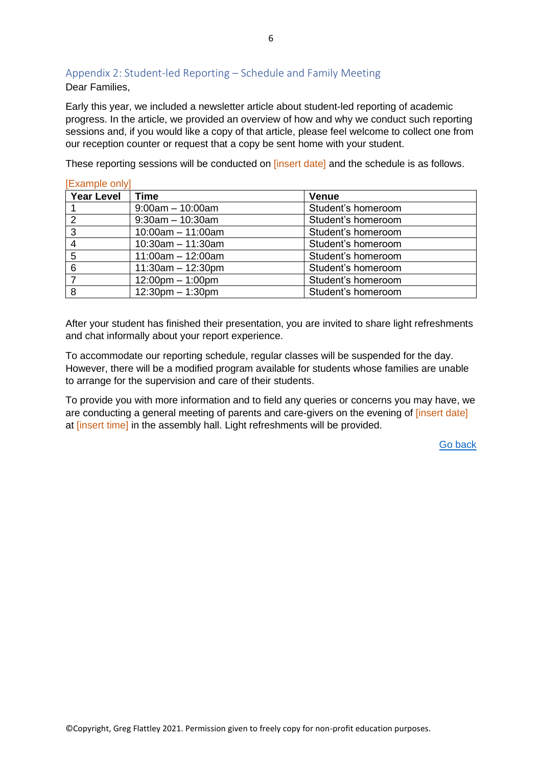## Appendix 2: Student-led Reporting – Schedule and Family Meeting

Dear Families,

Early this year, we included a newsletter article about student-led reporting of academic progress. In the article, we provided an overview of how and why we conduct such reporting sessions and, if you would like a copy of that article, please feel welcome to collect one from our reception counter or request that a copy be sent home with your student.

These reporting sessions will be conducted on [insert date] and the schedule is as follows.

[Example only]

| Year Level | Time | Venue |
|---|---|---|
| 1 | 9:00am – 10:00am | Student's homeroom |
| 2 | 9:30am – 10:30am | Student's homeroom |
| 3 | 10:00am – 11:00am | Student's homeroom |
| 4 | 10:30am – 11:30am | Student's homeroom |
| 5 | 11:00am – 12:00am | Student's homeroom |
| 6 | 11:30am – 12:30pm | Student's homeroom |
| 7 | 12:00pm – 1:00pm | Student's homeroom |
| 8 | 12:30pm – 1:30pm | Student's homeroom |

After your student has finished their presentation, you are invited to share light refreshments and chat informally about your report experience.

To accommodate our reporting schedule, regular classes will be suspended for the day. However, there will be a modified program available for students whose families are unable to arrange for the supervision and care of their students.

To provide you with more information and to field any queries or concerns you may have, we are conducting a general meeting of parents and care-givers on the evening of [insert date] at [insert time] in the assembly hall. Light refreshments will be provided.

Go back

©Copyright, Greg Flattley 2021. Permission given to freely copy for non-profit education purposes.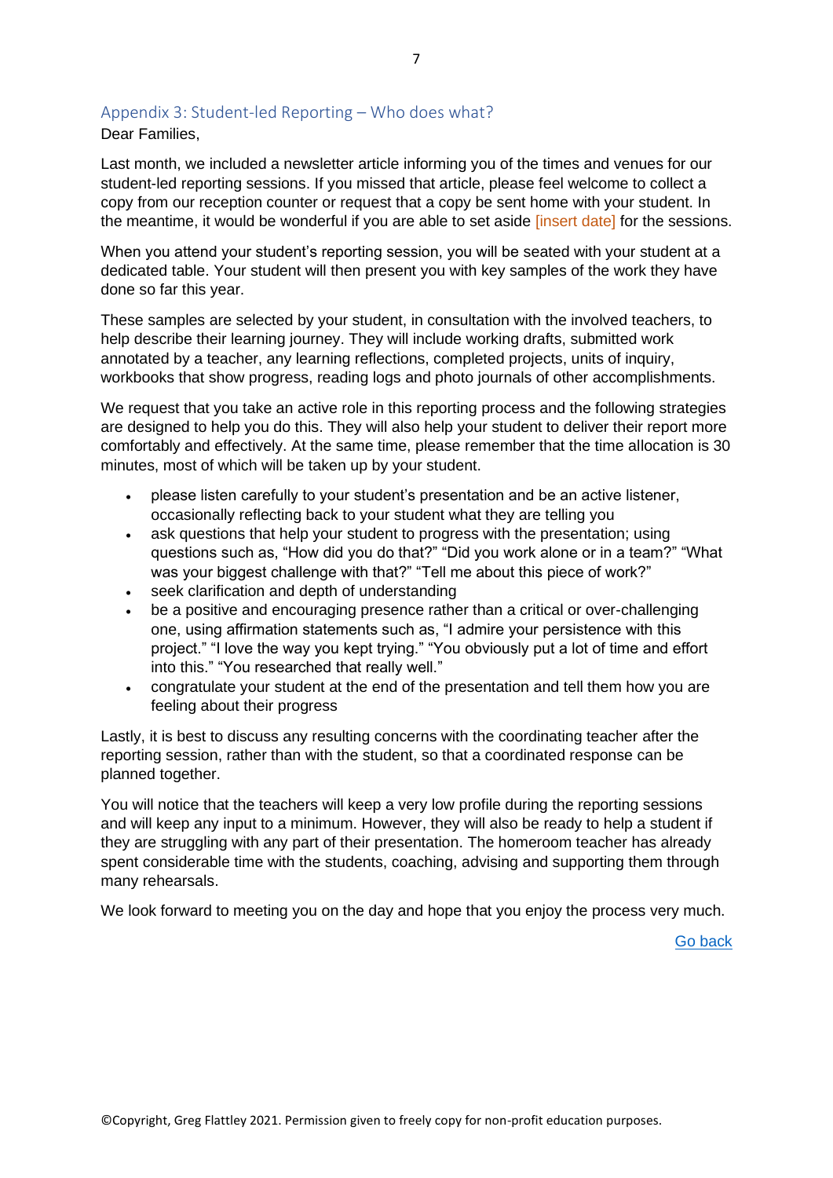## Appendix 3: Student-led Reporting – Who does what?

Dear Families,

Last month, we included a newsletter article informing you of the times and venues for our student-led reporting sessions. If you missed that article, please feel welcome to collect a copy from our reception counter or request that a copy be sent home with your student. In the meantime, it would be wonderful if you are able to set aside [insert date] for the sessions.

When you attend your student's reporting session, you will be seated with your student at a dedicated table. Your student will then present you with key samples of the work they have done so far this year.

These samples are selected by your student, in consultation with the involved teachers, to help describe their learning journey. They will include working drafts, submitted work annotated by a teacher, any learning reflections, completed projects, units of inquiry, workbooks that show progress, reading logs and photo journals of other accomplishments.

We request that you take an active role in this reporting process and the following strategies are designed to help you do this. They will also help your student to deliver their report more comfortably and effectively. At the same time, please remember that the time allocation is 30 minutes, most of which will be taken up by your student.

- please listen carefully to your student's presentation and be an active listener, occasionally reflecting back to your student what they are telling you
- ask questions that help your student to progress with the presentation; using questions such as, "How did you do that?" "Did you work alone or in a team?" "What was your biggest challenge with that?" "Tell me about this piece of work?"
- seek clarification and depth of understanding
- be a positive and encouraging presence rather than a critical or over-challenging one, using affirmation statements such as, "I admire your persistence with this project." "I love the way you kept trying." "You obviously put a lot of time and effort into this." "You researched that really well."
- congratulate your student at the end of the presentation and tell them how you are feeling about their progress

Lastly, it is best to discuss any resulting concerns with the coordinating teacher after the reporting session, rather than with the student, so that a coordinated response can be planned together.

You will notice that the teachers will keep a very low profile during the reporting sessions and will keep any input to a minimum. However, they will also be ready to help a student if they are struggling with any part of their presentation. The homeroom teacher has already spent considerable time with the students, coaching, advising and supporting them through many rehearsals.

We look forward to meeting you on the day and hope that you enjoy the process very much.

Go back

©Copyright, Greg Flattley 2021. Permission given to freely copy for non-profit education purposes.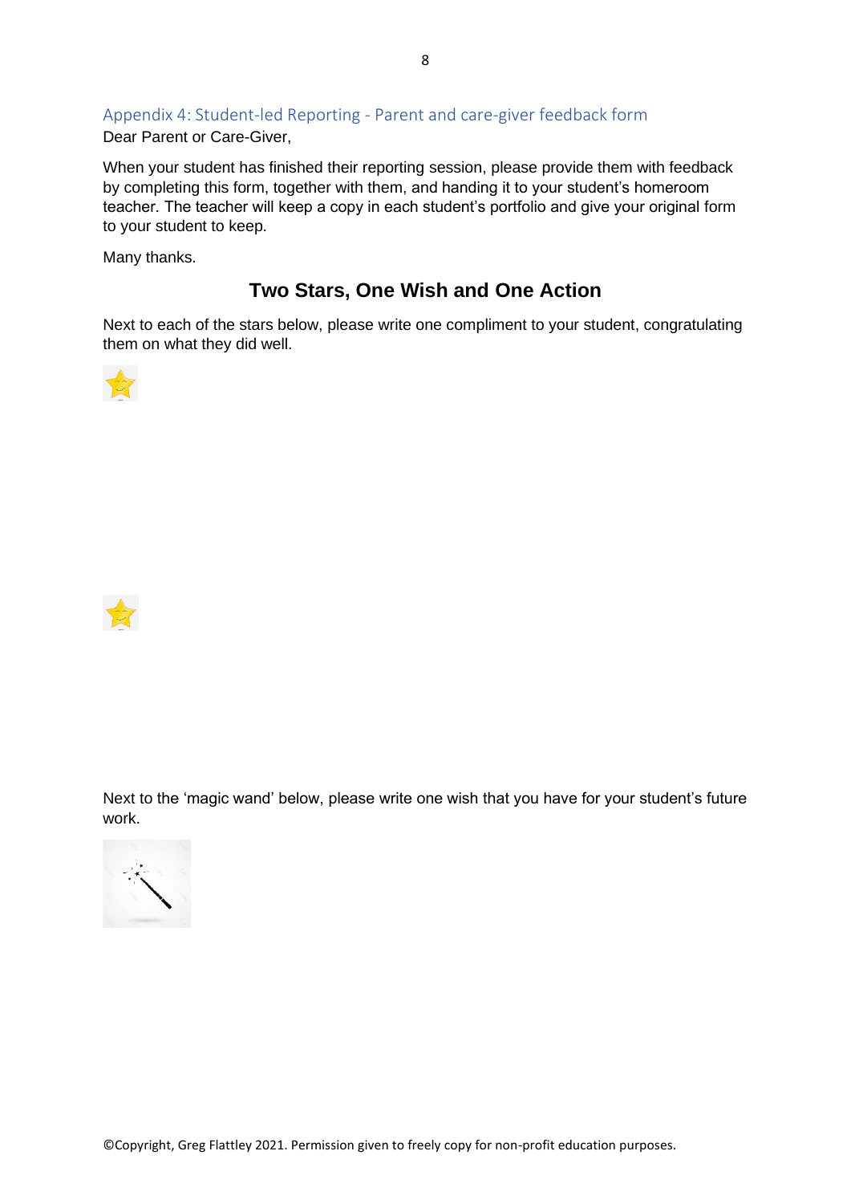## Appendix 4: Student-led Reporting - Parent and care-giver feedback form

Dear Parent or Care-Giver,

When your student has finished their reporting session, please provide them with feedback by completing this form, together with them, and handing it to your student's homeroom teacher. The teacher will keep a copy in each student's portfolio and give your original form to your student to keep.

Many thanks.

### Two Stars, One Wish and One Action

Next to each of the stars below, please write one compliment to your student, congratulating them on what they did well.

Next to the 'magic wand' below, please write one wish that you have for your student's future work.

©Copyright, Greg Flattley 2021. Permission given to freely copy for non-profit education purposes.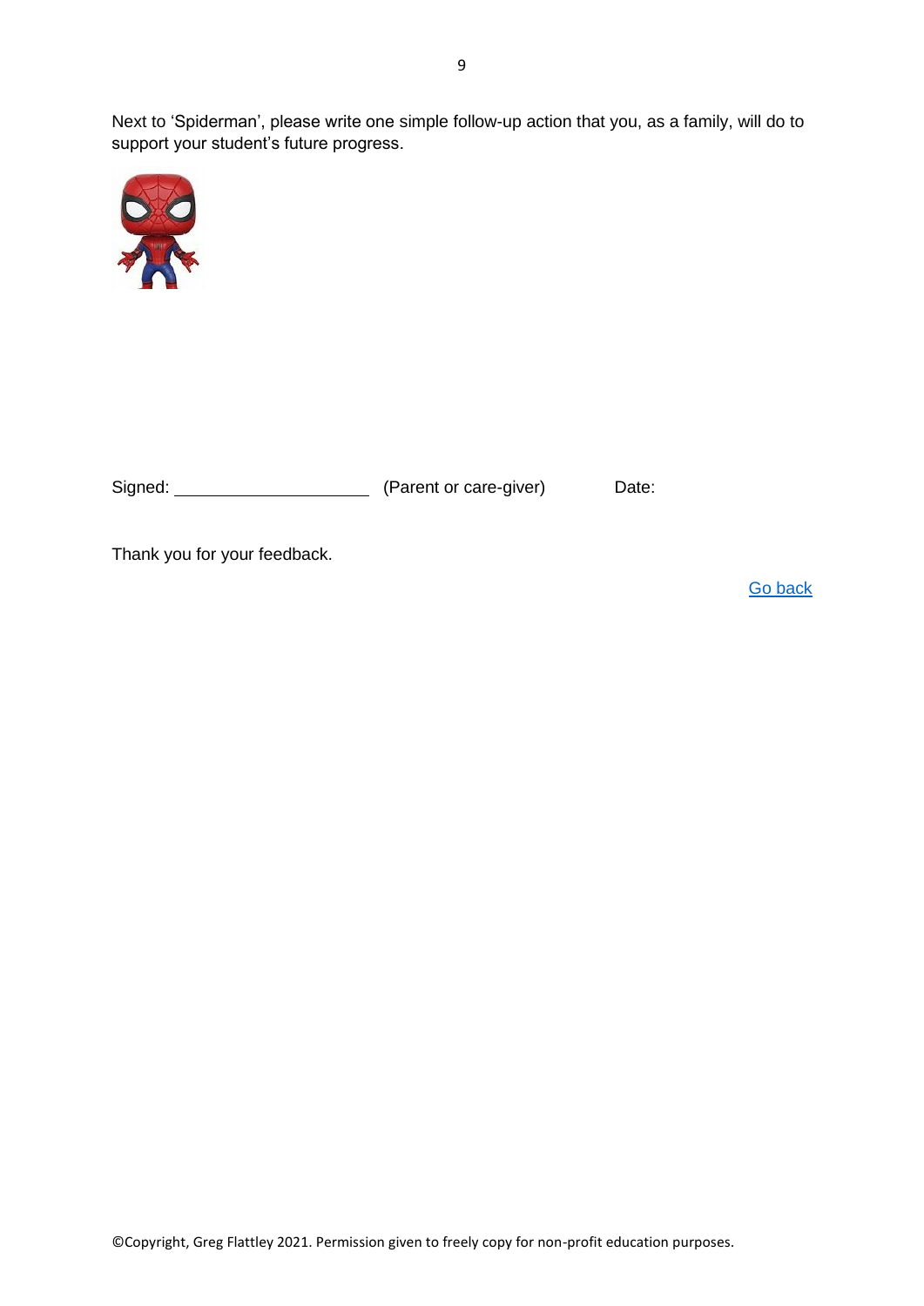Next to 'Spiderman', please write one simple follow-up action that you, as a family, will do to support your student's future progress.

Signed: ____________________ (Parent or care-giver) Date:

Thank you for your feedback.

Go back

©Copyright, Greg Flattley 2021. Permission given to freely copy for non-profit education purposes.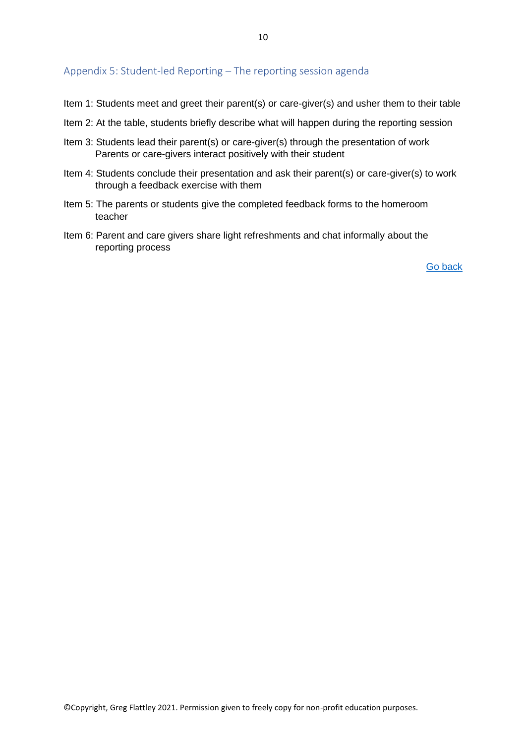## Appendix 5: Student-led Reporting – The reporting session agenda

Item 1: Students meet and greet their parent(s) or care-giver(s) and usher them to their table

Item 2: At the table, students briefly describe what will happen during the reporting session

Item 3: Students lead their parent(s) or care-giver(s) through the presentation of work
Parents or care-givers interact positively with their student

Item 4: Students conclude their presentation and ask their parent(s) or care-giver(s) to work through a feedback exercise with them

Item 5: The parents or students give the completed feedback forms to the homeroom teacher

Item 6: Parent and care givers share light refreshments and chat informally about the reporting process

Go back

©Copyright, Greg Flattley 2021. Permission given to freely copy for non-profit education purposes.